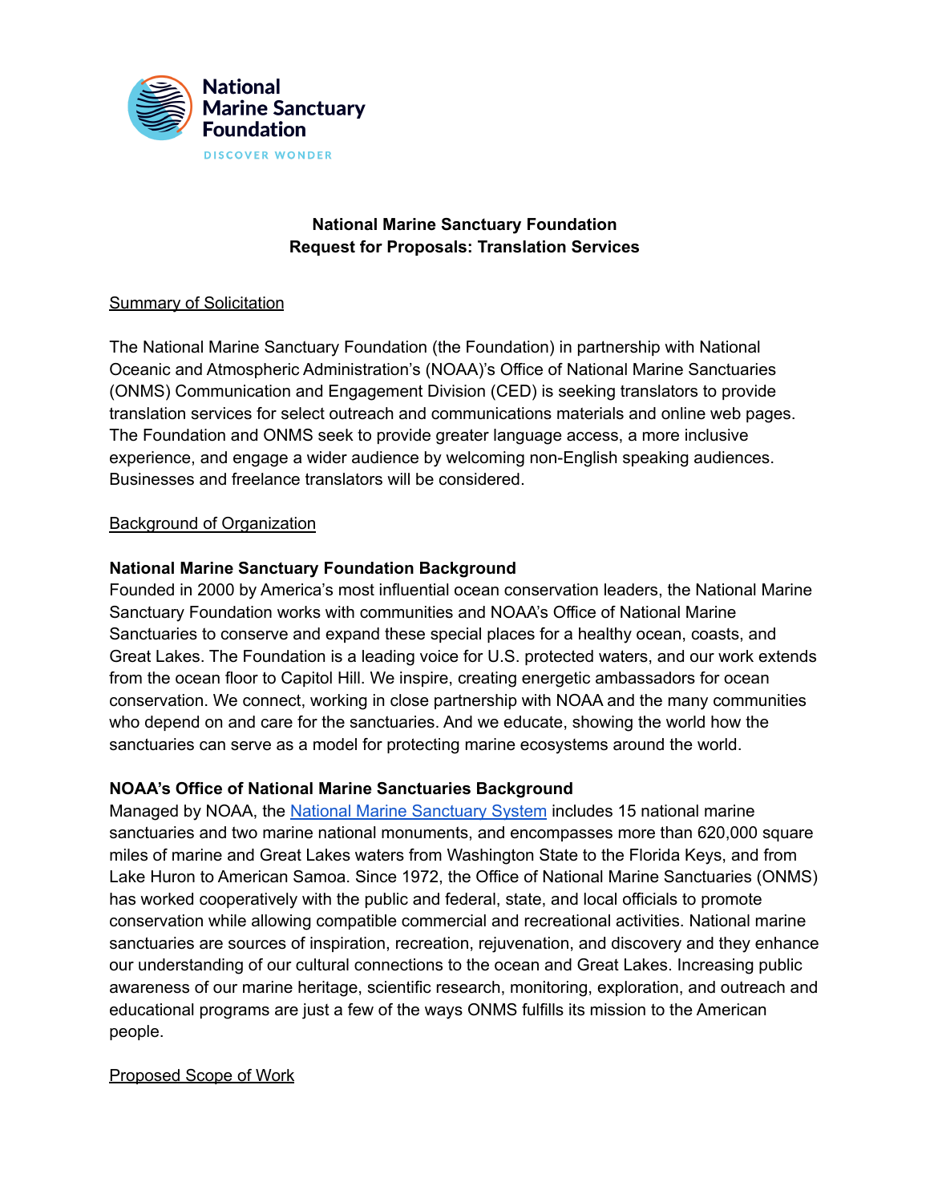National Marine Sanctuary Foundation

DISCOVER WONDER

**National Marine Sanctuary Foundation**
**Request for Proposals: Translation Services**

## Summary of Solicitation

The National Marine Sanctuary Foundation (the Foundation) in partnership with National Oceanic and Atmospheric Administration's (NOAA)'s Office of National Marine Sanctuaries (ONMS) Communication and Engagement Division (CED) is seeking translators to provide translation services for select outreach and communications materials and online web pages. The Foundation and ONMS seek to provide greater language access, a more inclusive experience, and engage a wider audience by welcoming non-English speaking audiences. Businesses and freelance translators will be considered.

## Background of Organization

### National Marine Sanctuary Foundation Background

Founded in 2000 by America's most influential ocean conservation leaders, the National Marine Sanctuary Foundation works with communities and NOAA's Office of National Marine Sanctuaries to conserve and expand these special places for a healthy ocean, coasts, and Great Lakes. The Foundation is a leading voice for U.S. protected waters, and our work extends from the ocean floor to Capitol Hill. We inspire, creating energetic ambassadors for ocean conservation. We connect, working in close partnership with NOAA and the many communities who depend on and care for the sanctuaries. And we educate, showing the world how the sanctuaries can serve as a model for protecting marine ecosystems around the world.

### NOAA's Office of National Marine Sanctuaries Background

Managed by NOAA, the National Marine Sanctuary System includes 15 national marine sanctuaries and two marine national monuments, and encompasses more than 620,000 square miles of marine and Great Lakes waters from Washington State to the Florida Keys, and from Lake Huron to American Samoa. Since 1972, the Office of National Marine Sanctuaries (ONMS) has worked cooperatively with the public and federal, state, and local officials to promote conservation while allowing compatible commercial and recreational activities. National marine sanctuaries are sources of inspiration, recreation, rejuvenation, and discovery and they enhance our understanding of our cultural connections to the ocean and Great Lakes. Increasing public awareness of our marine heritage, scientific research, monitoring, exploration, and outreach and educational programs are just a few of the ways ONMS fulfills its mission to the American people.

## Proposed Scope of Work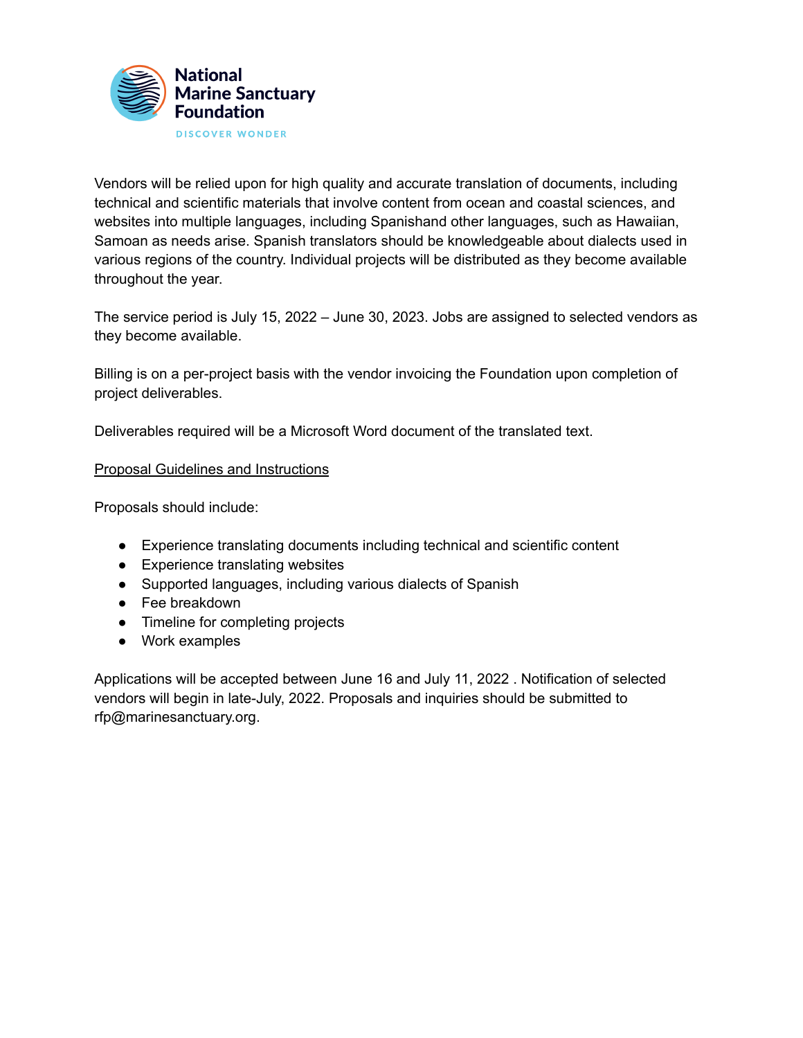Vendors will be relied upon for high quality and accurate translation of documents, including technical and scientific materials that involve content from ocean and coastal sciences, and websites into multiple languages, including Spanishand other languages, such as Hawaiian, Samoan as needs arise. Spanish translators should be knowledgeable about dialects used in various regions of the country. Individual projects will be distributed as they become available throughout the year.

The service period is July 15, 2022 – June 30, 2023. Jobs are assigned to selected vendors as they become available.

Billing is on a per-project basis with the vendor invoicing the Foundation upon completion of project deliverables.

Deliverables required will be a Microsoft Word document of the translated text.

Proposal Guidelines and Instructions

Proposals should include:

- Experience translating documents including technical and scientific content
- Experience translating websites
- Supported languages, including various dialects of Spanish
- Fee breakdown
- Timeline for completing projects
- Work examples

Applications will be accepted between June 16 and July 11, 2022 . Notification of selected vendors will begin in late-July, 2022. Proposals and inquiries should be submitted to rfp@marinesanctuary.org.